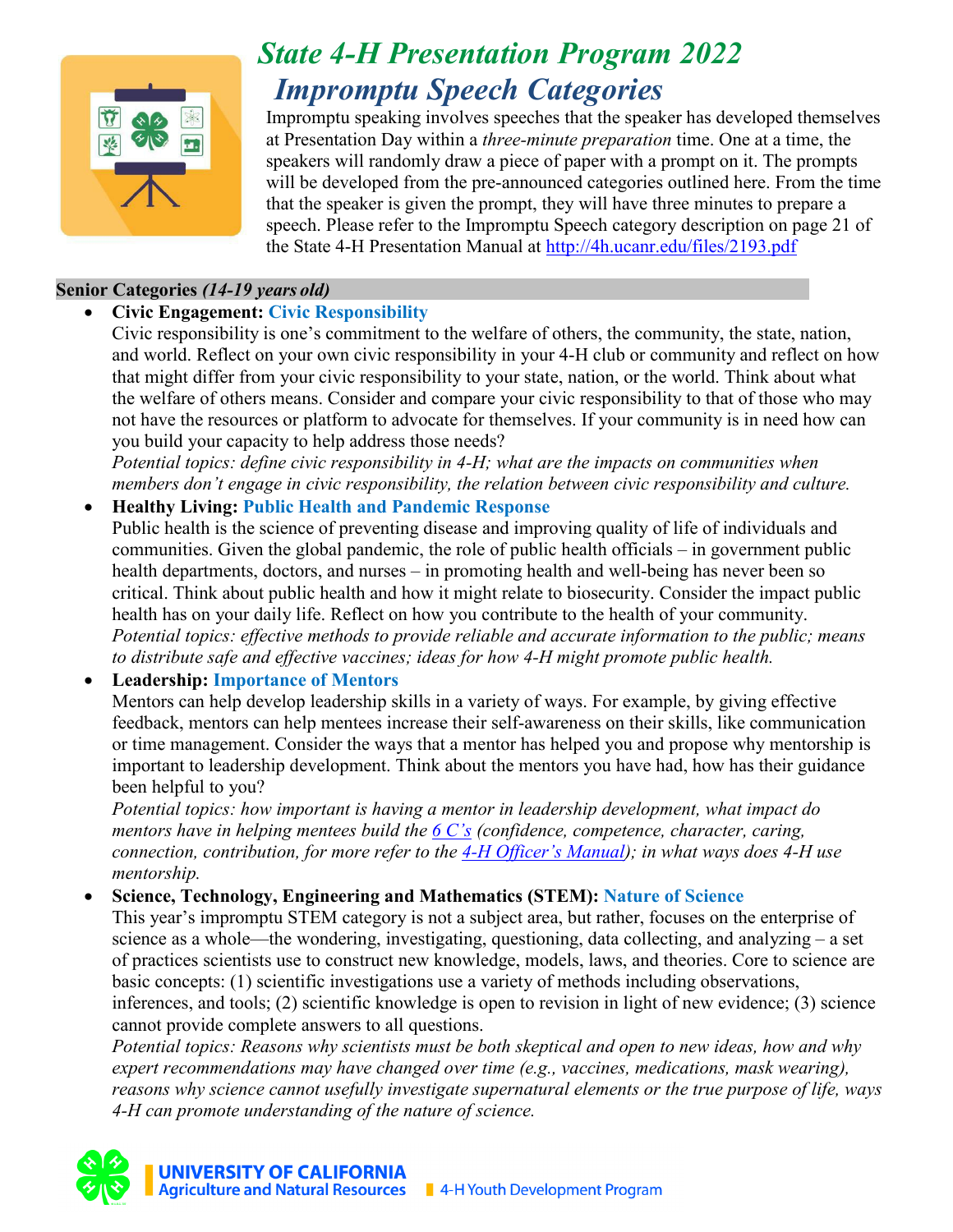# State 4-H Presentation Program 2022
## Impromptu Speech Categories

Impromptu speaking involves speeches that the speaker has developed themselves at Presentation Day within a *three-minute preparation* time. One at a time, the speakers will randomly draw a piece of paper with a prompt on it. The prompts will be developed from the pre-announced categories outlined here. From the time that the speaker is given the prompt, they will have three minutes to prepare a speech. Please refer to the Impromptu Speech category description on page 21 of the State 4-H Presentation Manual at http://4h.ucanr.edu/files/2193.pdf

### Senior Categories *(14-19 years old)*

- **Civic Engagement: Civic Responsibility**
  Civic responsibility is one's commitment to the welfare of others, the community, the state, nation, and world. Reflect on your own civic responsibility in your 4-H club or community and reflect on how that might differ from your civic responsibility to your state, nation, or the world. Think about what the welfare of others means. Consider and compare your civic responsibility to that of those who may not have the resources or platform to advocate for themselves. If your community is in need how can you build your capacity to help address those needs?
  *Potential topics: define civic responsibility in 4-H; what are the impacts on communities when members don't engage in civic responsibility, the relation between civic responsibility and culture.*

- **Healthy Living: Public Health and Pandemic Response**
  Public health is the science of preventing disease and improving quality of life of individuals and communities. Given the global pandemic, the role of public health officials – in government public health departments, doctors, and nurses – in promoting health and well-being has never been so critical. Think about public health and how it might relate to biosecurity. Consider the impact public health has on your daily life. Reflect on how you contribute to the health of your community.
  *Potential topics: effective methods to provide reliable and accurate information to the public; means to distribute safe and effective vaccines; ideas for how 4-H might promote public health.*

- **Leadership: Importance of Mentors**
  Mentors can help develop leadership skills in a variety of ways. For example, by giving effective feedback, mentors can help mentees increase their self-awareness on their skills, like communication or time management. Consider the ways that a mentor has helped you and propose why mentorship is important to leadership development. Think about the mentors you have had, how has their guidance been helpful to you?
  *Potential topics: how important is having a mentor in leadership development, what impact do mentors have in helping mentees build the 6 C's (confidence, competence, character, caring, connection, contribution, for more refer to the 4-H Officer's Manual); in what ways does 4-H use mentorship.*

- **Science, Technology, Engineering and Mathematics (STEM): Nature of Science**
  This year's impromptu STEM category is not a subject area, but rather, focuses on the enterprise of science as a whole—the wondering, investigating, questioning, data collecting, and analyzing – a set of practices scientists use to construct new knowledge, models, laws, and theories. Core to science are basic concepts: (1) scientific investigations use a variety of methods including observations, inferences, and tools; (2) scientific knowledge is open to revision in light of new evidence; (3) science cannot provide complete answers to all questions.
  *Potential topics: Reasons why scientists must be both skeptical and open to new ideas, how and why expert recommendations may have changed over time (e.g., vaccines, medications, mask wearing), reasons why science cannot usefully investigate supernatural elements or the true purpose of life, ways 4-H can promote understanding of the nature of science.*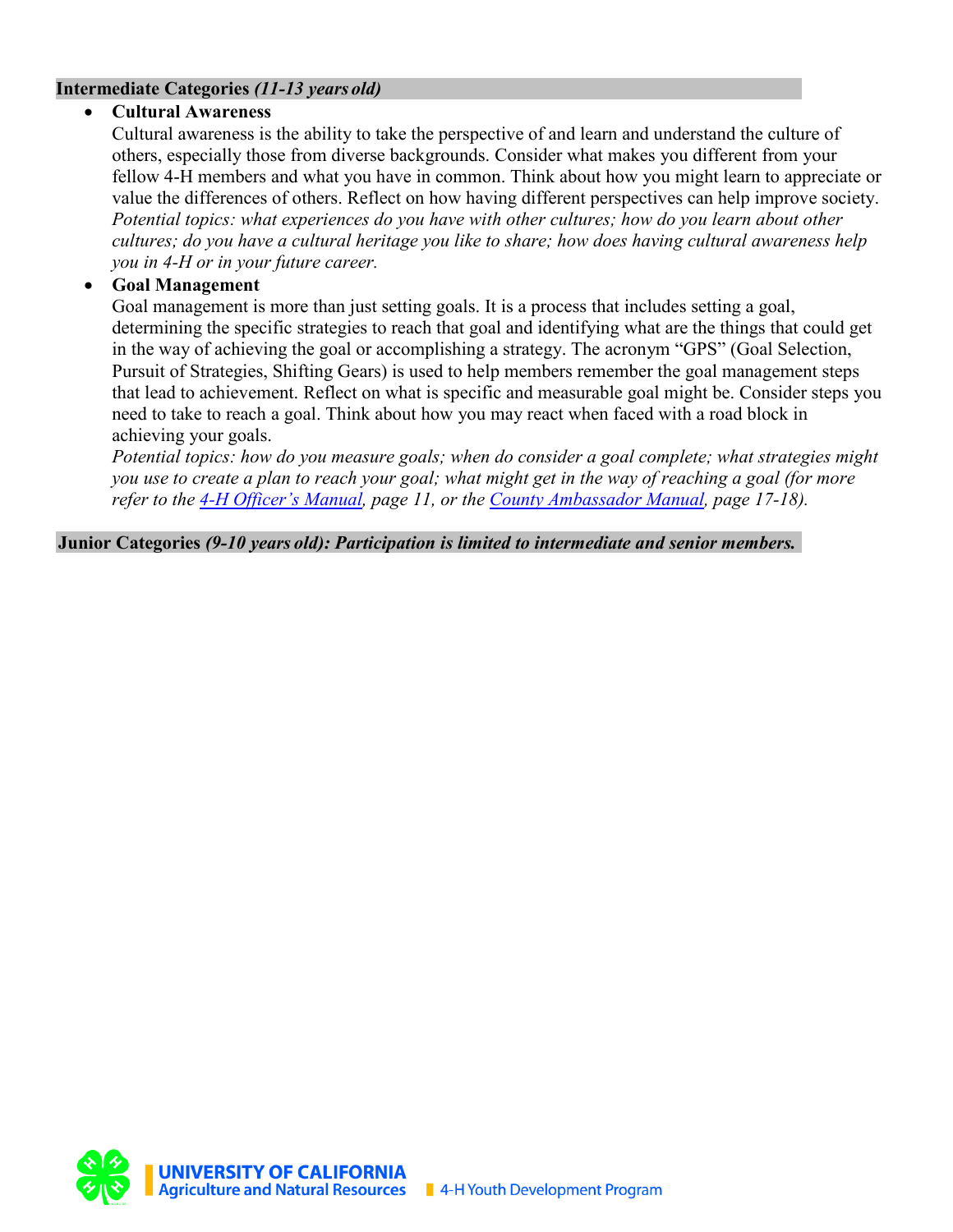**Intermediate Categories** ***(11-13 years old)***

- **Cultural Awareness**
  Cultural awareness is the ability to take the perspective of and learn and understand the culture of others, especially those from diverse backgrounds. Consider what makes you different from your fellow 4-H members and what you have in common. Think about how you might learn to appreciate or value the differences of others. Reflect on how having different perspectives can help improve society.
  *Potential topics: what experiences do you have with other cultures; how do you learn about other cultures; do you have a cultural heritage you like to share; how does having cultural awareness help you in 4-H or in your future career.*
- **Goal Management**
  Goal management is more than just setting goals. It is a process that includes setting a goal, determining the specific strategies to reach that goal and identifying what are the things that could get in the way of achieving the goal or accomplishing a strategy. The acronym "GPS" (Goal Selection, Pursuit of Strategies, Shifting Gears) is used to help members remember the goal management steps that lead to achievement. Reflect on what is specific and measurable goal might be. Consider steps you need to take to reach a goal. Think about how you may react when faced with a road block in achieving your goals.
  *Potential topics: how do you measure goals; when do consider a goal complete; what strategies might you use to create a plan to reach your goal; what might get in the way of reaching a goal (for more refer to the 4-H Officer's Manual, page 11, or the County Ambassador Manual, page 17-18).*

**Junior Categories** ***(9-10 years old): Participation is limited to intermediate and senior members.***